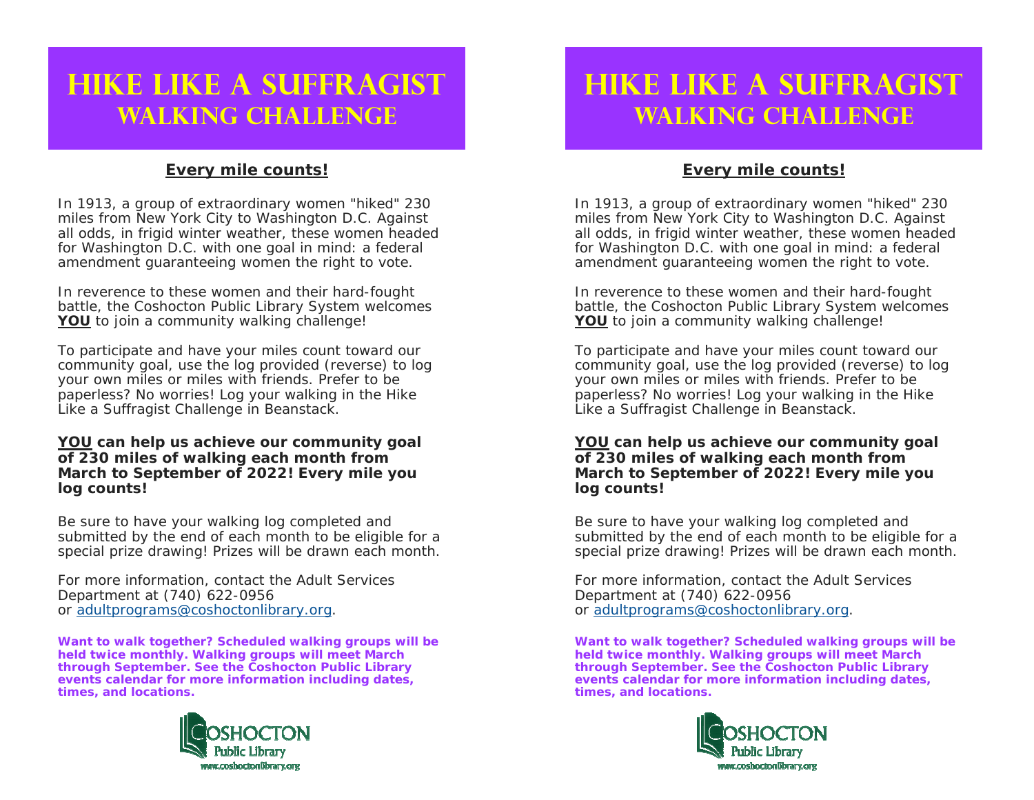# HIKE LIKE A SUFFRAGIST
## WALKING CHALLENGE

**Every mile counts!**

In 1913, a group of extraordinary women "hiked" 230 miles from New York City to Washington D.C. Against all odds, in frigid winter weather, these women headed for Washington D.C. with one goal in mind: a federal amendment guaranteeing women the right to vote.

In reverence to these women and their hard-fought battle, the Coshocton Public Library System welcomes **YOU** to join a community walking challenge!

To participate and have your miles count toward our community goal, use the log provided (reverse) to log your own miles or miles with friends. Prefer to be paperless? No worries! Log your walking in the Hike Like a Suffragist Challenge in Beanstack.

**YOU can help us achieve our community goal of 230 miles of walking each month from March to September of 2022! Every mile you log counts!**

Be sure to have your walking log completed and submitted by the end of each month to be eligible for a special prize drawing! Prizes will be drawn each month.

For more information, contact the Adult Services Department at (740) 622-0956 or adultprograms@coshoctonlibrary.org.

**Want to walk together? Scheduled walking groups will be held twice monthly. Walking groups will meet March through September. See the Coshocton Public Library events calendar for more information including dates, times, and locations.**

COSHOCTON Public Library
www.coshoctonlibrary.org

# HIKE LIKE A SUFFRAGIST
## WALKING CHALLENGE

**Every mile counts!**

In 1913, a group of extraordinary women "hiked" 230 miles from New York City to Washington D.C. Against all odds, in frigid winter weather, these women headed for Washington D.C. with one goal in mind: a federal amendment guaranteeing women the right to vote.

In reverence to these women and their hard-fought battle, the Coshocton Public Library System welcomes **YOU** to join a community walking challenge!

To participate and have your miles count toward our community goal, use the log provided (reverse) to log your own miles or miles with friends. Prefer to be paperless? No worries! Log your walking in the Hike Like a Suffragist Challenge in Beanstack.

**YOU can help us achieve our community goal of 230 miles of walking each month from March to September of 2022! Every mile you log counts!**

Be sure to have your walking log completed and submitted by the end of each month to be eligible for a special prize drawing! Prizes will be drawn each month.

For more information, contact the Adult Services Department at (740) 622-0956 or adultprograms@coshoctonlibrary.org.

**Want to walk together? Scheduled walking groups will be held twice monthly. Walking groups will meet March through September. See the Coshocton Public Library events calendar for more information including dates, times, and locations.**

COSHOCTON Public Library
www.coshoctonlibrary.org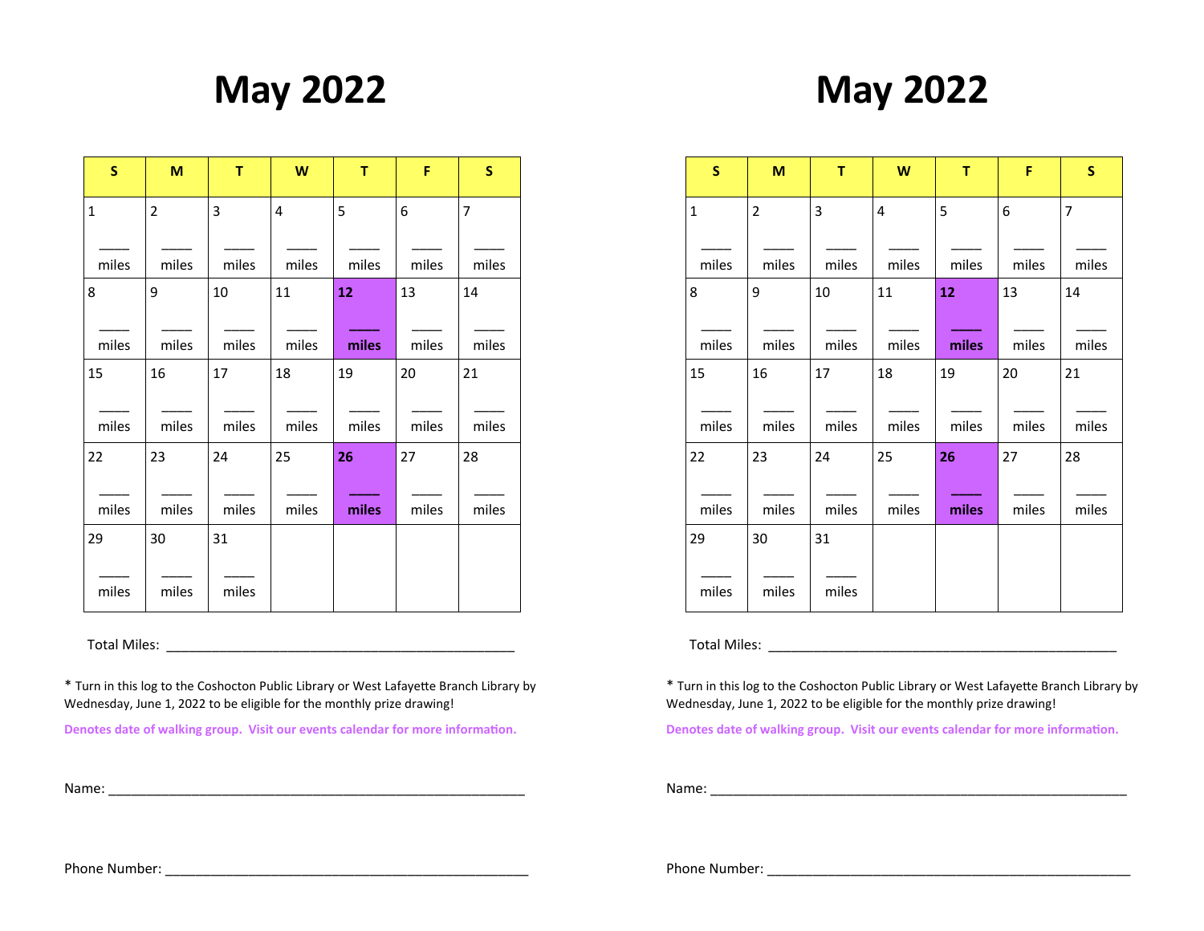# May 2022

| S | M | T | W | T | F | S |
|---|---|---|---|---|---|---|
| 1 ____ miles | 2 ____ miles | 3 ____ miles | 4 ____ miles | 5 ____ miles | 6 ____ miles | 7 ____ miles |
| 8 ____ miles | 9 ____ miles | 10 ____ miles | 11 ____ miles | **12 ____ miles** | 13 ____ miles | 14 ____ miles |
| 15 ____ miles | 16 ____ miles | 17 ____ miles | 18 ____ miles | 19 ____ miles | 20 ____ miles | 21 ____ miles |
| 22 ____ miles | 23 ____ miles | 24 ____ miles | 25 ____ miles | **26 ____ miles** | 27 ____ miles | 28 ____ miles |
| 29 ____ miles | 30 ____ miles | 31 ____ miles | | | | |

Total Miles: ________________________________________________

* Turn in this log to the Coshocton Public Library or West Lafayette Branch Library by Wednesday, June 1, 2022 to be eligible for the monthly prize drawing!

**Denotes date of walking group. Visit our events calendar for more information.**

Name: ___________________________________________________________

Phone Number: ___________________________________________________

# May 2022

| S | M | T | W | T | F | S |
|---|---|---|---|---|---|---|
| 1 ____ miles | 2 ____ miles | 3 ____ miles | 4 ____ miles | 5 ____ miles | 6 ____ miles | 7 ____ miles |
| 8 ____ miles | 9 ____ miles | 10 ____ miles | 11 ____ miles | **12 ____ miles** | 13 ____ miles | 14 ____ miles |
| 15 ____ miles | 16 ____ miles | 17 ____ miles | 18 ____ miles | 19 ____ miles | 20 ____ miles | 21 ____ miles |
| 22 ____ miles | 23 ____ miles | 24 ____ miles | 25 ____ miles | **26 ____ miles** | 27 ____ miles | 28 ____ miles |
| 29 ____ miles | 30 ____ miles | 31 ____ miles | | | | |

Total Miles: ________________________________________________

* Turn in this log to the Coshocton Public Library or West Lafayette Branch Library by Wednesday, June 1, 2022 to be eligible for the monthly prize drawing!

**Denotes date of walking group. Visit our events calendar for more information.**

Name: ___________________________________________________________

Phone Number: ___________________________________________________